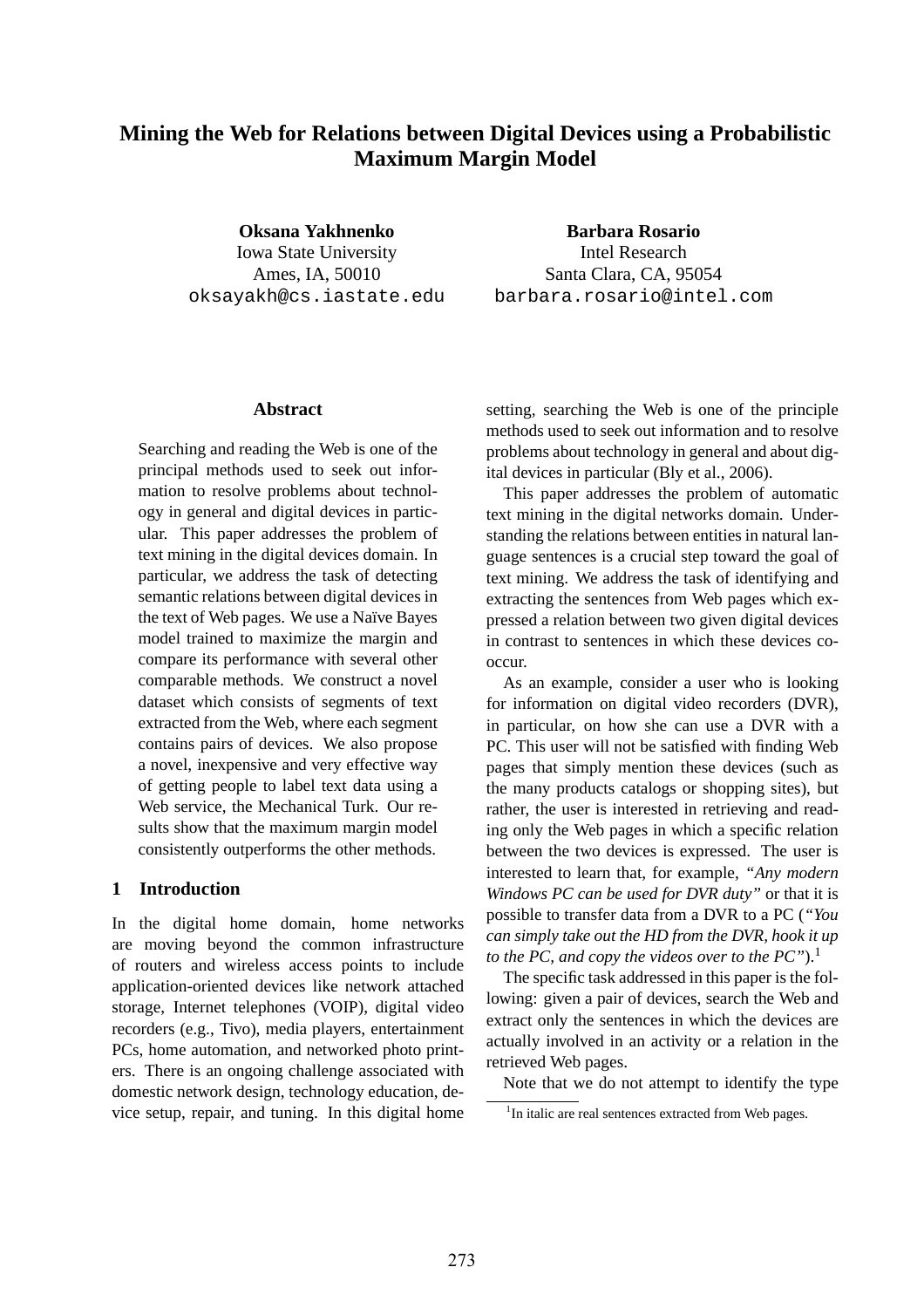# Mining the Web for Relations between Digital Devices using a Probabilistic Maximum Margin Model

**Oksana Yakhnenko**
Iowa State University
Ames, IA, 50010
`oksayakh@cs.iastate.edu`

**Barbara Rosario**
Intel Research
Santa Clara, CA, 95054
`barbara.rosario@intel.com`

## Abstract

Searching and reading the Web is one of the principal methods used to seek out information to resolve problems about technology in general and digital devices in particular. This paper addresses the problem of text mining in the digital devices domain. In particular, we address the task of detecting semantic relations between digital devices in the text of Web pages. We use a Naïve Bayes model trained to maximize the margin and compare its performance with several other comparable methods. We construct a novel dataset which consists of segments of text extracted from the Web, where each segment contains pairs of devices. We also propose a novel, inexpensive and very effective way of getting people to label text data using a Web service, the Mechanical Turk. Our results show that the maximum margin model consistently outperforms the other methods.

## 1 Introduction

In the digital home domain, home networks are moving beyond the common infrastructure of routers and wireless access points to include application-oriented devices like network attached storage, Internet telephones (VOIP), digital video recorders (e.g., Tivo), media players, entertainment PCs, home automation, and networked photo printers. There is an ongoing challenge associated with domestic network design, technology education, device setup, repair, and tuning. In this digital home setting, searching the Web is one of the principle methods used to seek out information and to resolve problems about technology in general and about digital devices in particular (Bly et al., 2006).

This paper addresses the problem of automatic text mining in the digital networks domain. Understanding the relations between entities in natural language sentences is a crucial step toward the goal of text mining. We address the task of identifying and extracting the sentences from Web pages which expressed a relation between two given digital devices in contrast to sentences in which these devices cooccur.

As an example, consider a user who is looking for information on digital video recorders (DVR), in particular, on how she can use a DVR with a PC. This user will not be satisfied with finding Web pages that simply mention these devices (such as the many products catalogs or shopping sites), but rather, the user is interested in retrieving and reading only the Web pages in which a specific relation between the two devices is expressed. The user is interested to learn that, for example, *"Any modern Windows PC can be used for DVR duty"* or that it is possible to transfer data from a DVR to a PC (*"You can simply take out the HD from the DVR, hook it up to the PC, and copy the videos over to the PC"*).[1]

The specific task addressed in this paper is the following: given a pair of devices, search the Web and extract only the sentences in which the devices are actually involved in an activity or a relation in the retrieved Web pages.

Note that we do not attempt to identify the type

[1] In italic are real sentences extracted from Web pages.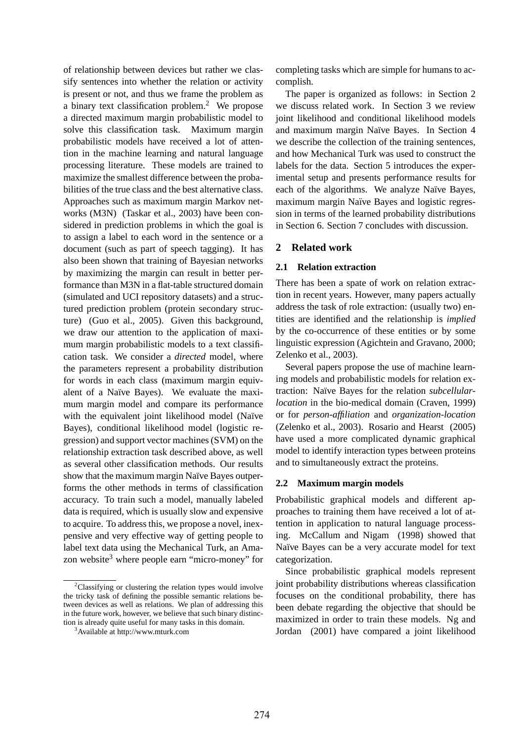of relationship between devices but rather we classify sentences into whether the relation or activity is present or not, and thus we frame the problem as a binary text classification problem.[2] We propose a directed maximum margin probabilistic model to solve this classification task. Maximum margin probabilistic models have received a lot of attention in the machine learning and natural language processing literature. These models are trained to maximize the smallest difference between the probabilities of the true class and the best alternative class. Approaches such as maximum margin Markov networks (M3N) (Taskar et al., 2003) have been considered in prediction problems in which the goal is to assign a label to each word in the sentence or a document (such as part of speech tagging). It has also been shown that training of Bayesian networks by maximizing the margin can result in better performance than M3N in a flat-table structured domain (simulated and UCI repository datasets) and a structured prediction problem (protein secondary structure) (Guo et al., 2005). Given this background, we draw our attention to the application of maximum margin probabilistic models to a text classification task. We consider a *directed* model, where the parameters represent a probability distribution for words in each class (maximum margin equivalent of a Naïve Bayes). We evaluate the maximum margin model and compare its performance with the equivalent joint likelihood model (Naïve Bayes), conditional likelihood model (logistic regression) and support vector machines (SVM) on the relationship extraction task described above, as well as several other classification methods. Our results show that the maximum margin Naïve Bayes outperforms the other methods in terms of classification accuracy. To train such a model, manually labeled data is required, which is usually slow and expensive to acquire. To address this, we propose a novel, inexpensive and very effective way of getting people to label text data using the Mechanical Turk, an Amazon website[3] where people earn "micro-money" for completing tasks which are simple for humans to accomplish.

The paper is organized as follows: in Section 2 we discuss related work. In Section 3 we review joint likelihood and conditional likelihood models and maximum margin Naïve Bayes. In Section 4 we describe the collection of the training sentences, and how Mechanical Turk was used to construct the labels for the data. Section 5 introduces the experimental setup and presents performance results for each of the algorithms. We analyze Naïve Bayes, maximum margin Naïve Bayes and logistic regression in terms of the learned probability distributions in Section 6. Section 7 concludes with discussion.

## 2 Related work

### 2.1 Relation extraction

There has been a spate of work on relation extraction in recent years. However, many papers actually address the task of role extraction: (usually two) entities are identified and the relationship is *implied* by the co-occurrence of these entities or by some linguistic expression (Agichtein and Gravano, 2000; Zelenko et al., 2003).

Several papers propose the use of machine learning models and probabilistic models for relation extraction: Naïve Bayes for the relation *subcellular-location* in the bio-medical domain (Craven, 1999) or for *person-affiliation* and *organization-location* (Zelenko et al., 2003). Rosario and Hearst (2005) have used a more complicated dynamic graphical model to identify interaction types between proteins and to simultaneously extract the proteins.

### 2.2 Maximum margin models

Probabilistic graphical models and different approaches to training them have received a lot of attention in application to natural language processing. McCallum and Nigam (1998) showed that Naïve Bayes can be a very accurate model for text categorization.

Since probabilistic graphical models represent joint probability distributions whereas classification focuses on the conditional probability, there has been debate regarding the objective that should be maximized in order to train these models. Ng and Jordan (2001) have compared a joint likelihood

[2] Classifying or clustering the relation types would involve the tricky task of defining the possible semantic relations between devices as well as relations. We plan of addressing this in the future work, however, we believe that such binary distinction is already quite useful for many tasks in this domain.

[3] Available at http://www.mturk.com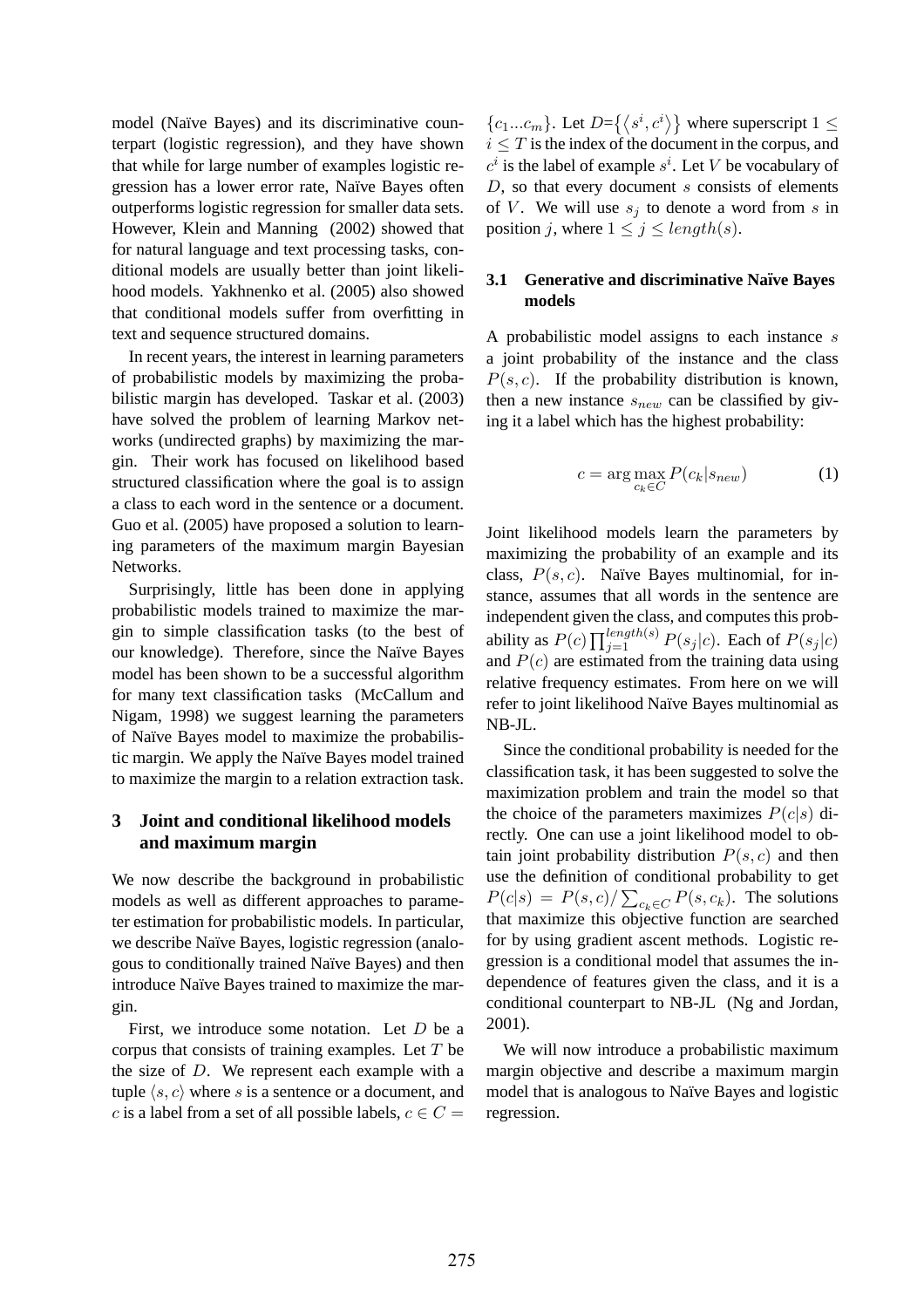model (Naïve Bayes) and its discriminative counterpart (logistic regression), and they have shown that while for large number of examples logistic regression has a lower error rate, Naïve Bayes often outperforms logistic regression for smaller data sets. However, Klein and Manning (2002) showed that for natural language and text processing tasks, conditional models are usually better than joint likelihood models. Yakhnenko et al. (2005) also showed that conditional models suffer from overfitting in text and sequence structured domains.

In recent years, the interest in learning parameters of probabilistic models by maximizing the probabilistic margin has developed. Taskar et al. (2003) have solved the problem of learning Markov networks (undirected graphs) by maximizing the margin. Their work has focused on likelihood based structured classification where the goal is to assign a class to each word in the sentence or a document. Guo et al. (2005) have proposed a solution to learning parameters of the maximum margin Bayesian Networks.

Surprisingly, little has been done in applying probabilistic models trained to maximize the margin to simple classification tasks (to the best of our knowledge). Therefore, since the Naïve Bayes model has been shown to be a successful algorithm for many text classification tasks (McCallum and Nigam, 1998) we suggest learning the parameters of Naïve Bayes model to maximize the probabilistic margin. We apply the Naïve Bayes model trained to maximize the margin to a relation extraction task.

# 3 Joint and conditional likelihood models and maximum margin

We now describe the background in probabilistic models as well as different approaches to parameter estimation for probabilistic models. In particular, we describe Naïve Bayes, logistic regression (analogous to conditionally trained Naïve Bayes) and then introduce Naïve Bayes trained to maximize the margin.

First, we introduce some notation. Let $D$ be a corpus that consists of training examples. Let $T$ be the size of $D$. We represent each example with a tuple $\langle s, c \rangle$ where $s$ is a sentence or a document, and $c$ is a label from a set of all possible labels, $c \in C = \{c_1 ... c_m\}$. Let $D = \{\langle s^i, c^i \rangle\}$ where superscript $1 \leq i \leq T$ is the index of the document in the corpus, and $c^i$ is the label of example $s^i$. Let $V$ be vocabulary of $D$, so that every document $s$ consists of elements of $V$. We will use $s_j$ to denote a word from $s$ in position $j$, where $1 \leq j \leq length(s)$.

## 3.1 Generative and discriminative Naïve Bayes models

A probabilistic model assigns to each instance $s$ a joint probability of the instance and the class $P(s, c)$. If the probability distribution is known, then a new instance $s_{new}$ can be classified by giving it a label which has the highest probability:

$$c = \arg\max_{c_k \in C} P(c_k | s_{new}) \tag{1}$$

Joint likelihood models learn the parameters by maximizing the probability of an example and its class, $P(s, c)$. Naïve Bayes multinomial, for instance, assumes that all words in the sentence are independent given the class, and computes this probability as $P(c) \prod_{j=1}^{length(s)} P(s_j | c)$. Each of $P(s_j|c)$ and $P(c)$ are estimated from the training data using relative frequency estimates. From here on we will refer to joint likelihood Naïve Bayes multinomial as NB-JL.

Since the conditional probability is needed for the classification task, it has been suggested to solve the maximization problem and train the model so that the choice of the parameters maximizes $P(c|s)$ directly. One can use a joint likelihood model to obtain joint probability distribution $P(s, c)$ and then use the definition of conditional probability to get $P(c|s) = P(s, c) / \sum_{c_k \in C} P(s, c_k)$. The solutions that maximize this objective function are searched for by using gradient ascent methods. Logistic regression is a conditional model that assumes the independence of features given the class, and it is a conditional counterpart to NB-JL (Ng and Jordan, 2001).

We will now introduce a probabilistic maximum margin objective and describe a maximum margin model that is analogous to Naïve Bayes and logistic regression.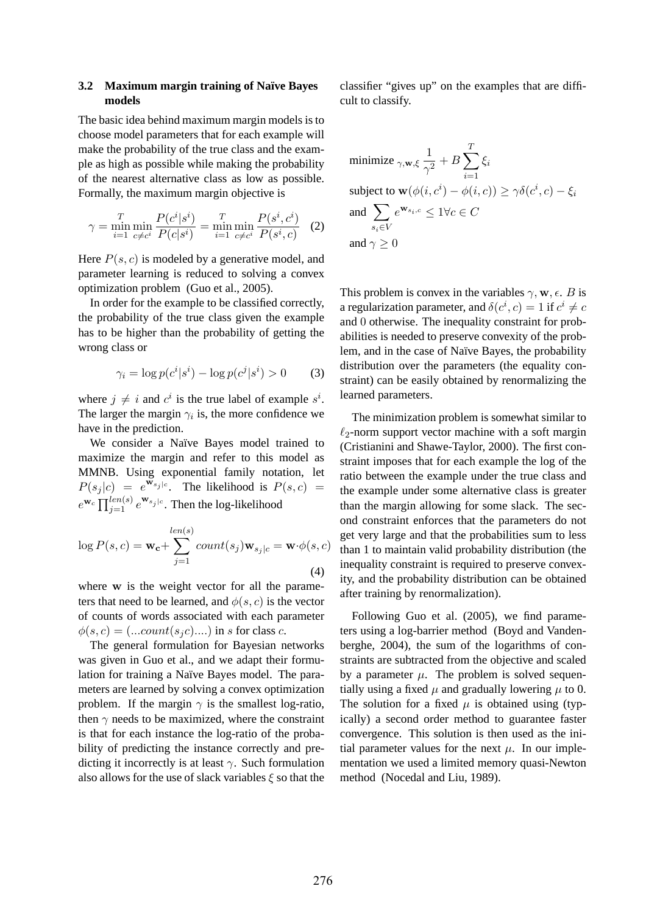### 3.2 Maximum margin training of Naïve Bayes models

The basic idea behind maximum margin models is to choose model parameters that for each example will make the probability of the true class and the example as high as possible while making the probability of the nearest alternative class as low as possible. Formally, the maximum margin objective is

$$\gamma = \min_{i=1}^{T} \min_{c \neq c^i} \frac{P(c^i|s^i)}{P(c|s^i)} = \min_{i=1}^{T} \min_{c \neq c^i} \frac{P(s^i, c^i)}{P(s^i, c)} \quad (2)$$

Here $P(s, c)$ is modeled by a generative model, and parameter learning is reduced to solving a convex optimization problem (Guo et al., 2005).

In order for the example to be classified correctly, the probability of the true class given the example has to be higher than the probability of getting the wrong class or

$$\gamma_i = \log p(c^i|s^i) - \log p(c^j|s^i) > 0 \quad (3)$$

where $j \neq i$ and $c^i$ is the true label of example $s^i$. The larger the margin $\gamma_i$ is, the more confidence we have in the prediction.

We consider a Naïve Bayes model trained to maximize the margin and refer to this model as MMNB. Using exponential family notation, let $P(s_j|c) = e^{\mathbf{w}_{s_j|c}}$. The likelihood is $P(s, c) = e^{\mathbf{w}_c} \prod_{j=1}^{len(s)} e^{\mathbf{w}_{s_j|c}}$. Then the log-likelihood

$$\log P(s, c) = \mathbf{w_c} + \sum_{j=1}^{len(s)} count(s_j) \mathbf{w}_{s_j|c} = \mathbf{w} \cdot \phi(s, c) \quad (4)$$

where $\mathbf{w}$ is the weight vector for all the parameters that need to be learned, and $\phi(s, c)$ is the vector of counts of words associated with each parameter $\phi(s, c) = (...count(s_j c)....)$ in $s$ for class $c$.

The general formulation for Bayesian networks was given in Guo et al., and we adapt their formulation for training a Naïve Bayes model. The parameters are learned by solving a convex optimization problem. If the margin $\gamma$ is the smallest log-ratio, then $\gamma$ needs to be maximized, where the constraint is that for each instance the log-ratio of the probability of predicting the instance correctly and predicting it incorrectly is at least $\gamma$. Such formulation also allows for the use of slack variables $\xi$ so that the classifier "gives up" on the examples that are difficult to classify.

$$\text{minimize}_{\gamma, \mathbf{w}, \xi} \ \frac{1}{\gamma^2} + B \sum_{i=1}^{T} \xi_i$$
$$\text{subject to } \mathbf{w}(\phi(i, c^i) - \phi(i, c)) \geq \gamma \delta(c^i, c) - \xi_i$$
$$\text{and } \sum_{s_i \in V} e^{\mathbf{w}_{s_i, c}} \leq 1 \forall c \in C$$
$$\text{and } \gamma \geq 0$$

This problem is convex in the variables $\gamma, \mathbf{w}, \epsilon$. $B$ is a regularization parameter, and $\delta(c^i, c) = 1$ if $c^i \neq c$ and $0$ otherwise. The inequality constraint for probabilities is needed to preserve convexity of the problem, and in the case of Naïve Bayes, the probability distribution over the parameters (the equality constraint) can be easily obtained by renormalizing the learned parameters.

The minimization problem is somewhat similar to $\ell_2$-norm support vector machine with a soft margin (Cristianini and Shawe-Taylor, 2000). The first constraint imposes that for each example the log of the ratio between the example under the true class and the example under some alternative class is greater than the margin allowing for some slack. The second constraint enforces that the parameters do not get very large and that the probabilities sum to less than 1 to maintain valid probability distribution (the inequality constraint is required to preserve convexity, and the probability distribution can be obtained after training by renormalization).

Following Guo et al. (2005), we find parameters using a log-barrier method (Boyd and Vandenberghe, 2004), the sum of the logarithms of constraints are subtracted from the objective and scaled by a parameter $\mu$. The problem is solved sequentially using a fixed $\mu$ and gradually lowering $\mu$ to 0. The solution for a fixed $\mu$ is obtained using (typically) a second order method to guarantee faster convergence. This solution is then used as the initial parameter values for the next $\mu$. In our implementation we used a limited memory quasi-Newton method (Nocedal and Liu, 1989).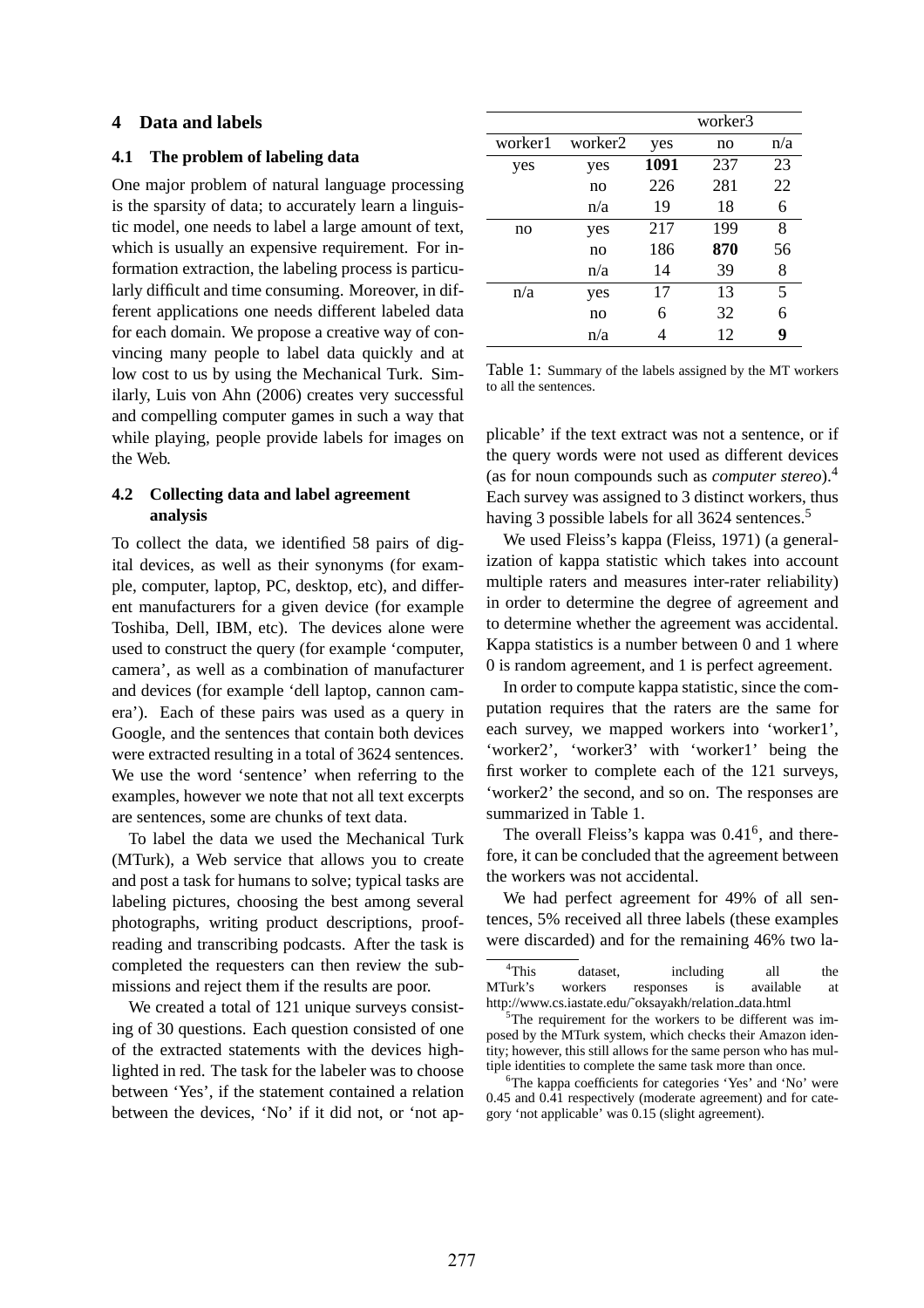## 4 Data and labels

### 4.1 The problem of labeling data

One major problem of natural language processing is the sparsity of data; to accurately learn a linguistic model, one needs to label a large amount of text, which is usually an expensive requirement. For information extraction, the labeling process is particularly difficult and time consuming. Moreover, in different applications one needs different labeled data for each domain. We propose a creative way of convincing many people to label data quickly and at low cost to us by using the Mechanical Turk. Similarly, Luis von Ahn (2006) creates very successful and compelling computer games in such a way that while playing, people provide labels for images on the Web.

### 4.2 Collecting data and label agreement analysis

To collect the data, we identified 58 pairs of digital devices, as well as their synonyms (for example, computer, laptop, PC, desktop, etc), and different manufacturers for a given device (for example Toshiba, Dell, IBM, etc). The devices alone were used to construct the query (for example 'computer, camera', as well as a combination of manufacturer and devices (for example 'dell laptop, cannon camera'). Each of these pairs was used as a query in Google, and the sentences that contain both devices were extracted resulting in a total of 3624 sentences. We use the word 'sentence' when referring to the examples, however we note that not all text excerpts are sentences, some are chunks of text data.

To label the data we used the Mechanical Turk (MTurk), a Web service that allows you to create and post a task for humans to solve; typical tasks are labeling pictures, choosing the best among several photographs, writing product descriptions, proofreading and transcribing podcasts. After the task is completed the requesters can then review the submissions and reject them if the results are poor.

We created a total of 121 unique surveys consisting of 30 questions. Each question consisted of one of the extracted statements with the devices highlighted in red. The task for the labeler was to choose between 'Yes', if the statement contained a relation between the devices, 'No' if it did not, or 'not applicable' if the text extract was not a sentence, or if the query words were not used as different devices (as for noun compounds such as *computer stereo*).[4] Each survey was assigned to 3 distinct workers, thus having 3 possible labels for all 3624 sentences.[5]

| | | worker3 | | |
|---|---|---|---|---|
| worker1 | worker2 | yes | no | n/a |
| yes | yes | **1091** | 237 | 23 |
| | no | 226 | 281 | 22 |
| | n/a | 19 | 18 | 6 |
| no | yes | 217 | 199 | 8 |
| | no | 186 | **870** | 56 |
| | n/a | 14 | 39 | 8 |
| n/a | yes | 17 | 13 | 5 |
| | no | 6 | 32 | 6 |
| | n/a | 4 | 12 | **9** |

Table 1: Summary of the labels assigned by the MT workers to all the sentences.

We used Fleiss's kappa (Fleiss, 1971) (a generalization of kappa statistic which takes into account multiple raters and measures inter-rater reliability) in order to determine the degree of agreement and to determine whether the agreement was accidental. Kappa statistics is a number between 0 and 1 where 0 is random agreement, and 1 is perfect agreement.

In order to compute kappa statistic, since the computation requires that the raters are the same for each survey, we mapped workers into 'worker1', 'worker2', 'worker3' with 'worker1' being the first worker to complete each of the 121 surveys, 'worker2' the second, and so on. The responses are summarized in Table 1.

The overall Fleiss's kappa was 0.41[6], and therefore, it can be concluded that the agreement between the workers was not accidental.

We had perfect agreement for 49% of all sentences, 5% received all three labels (these examples were discarded) and for the remaining 46% two la-

[4] This dataset, including all the MTurk's workers responses is available at http://www.cs.iastate.edu/~oksayakh/relation_data.html

[5] The requirement for the workers to be different was imposed by the MTurk system, which checks their Amazon identity; however, this still allows for the same person who has multiple identities to complete the same task more than once.

[6] The kappa coefficients for categories 'Yes' and 'No' were 0.45 and 0.41 respectively (moderate agreement) and for category 'not applicable' was 0.15 (slight agreement).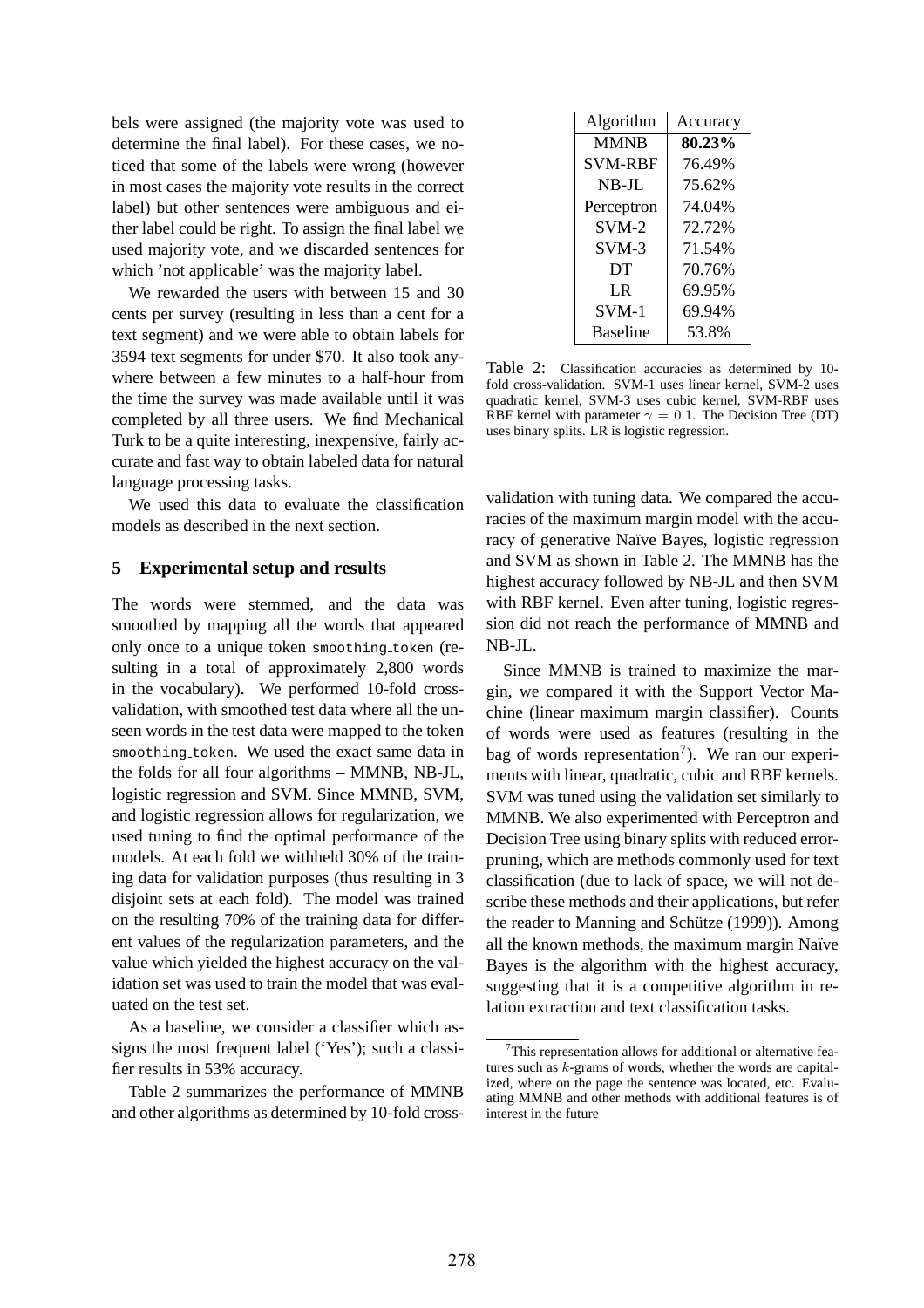bels were assigned (the majority vote was used to determine the final label). For these cases, we noticed that some of the labels were wrong (however in most cases the majority vote results in the correct label) but other sentences were ambiguous and either label could be right. To assign the final label we used majority vote, and we discarded sentences for which 'not applicable' was the majority label.

We rewarded the users with between 15 and 30 cents per survey (resulting in less than a cent for a text segment) and we were able to obtain labels for 3594 text segments for under \$70. It also took anywhere between a few minutes to a half-hour from the time the survey was made available until it was completed by all three users. We find Mechanical Turk to be a quite interesting, inexpensive, fairly accurate and fast way to obtain labeled data for natural language processing tasks.

We used this data to evaluate the classification models as described in the next section.

## 5 Experimental setup and results

The words were stemmed, and the data was smoothed by mapping all the words that appeared only once to a unique token `smoothing_token` (resulting in a total of approximately 2,800 words in the vocabulary). We performed 10-fold cross-validation, with smoothed test data where all the unseen words in the test data were mapped to the token `smoothing_token`. We used the exact same data in the folds for all four algorithms – MMNB, NB-JL, logistic regression and SVM. Since MMNB, SVM, and logistic regression allows for regularization, we used tuning to find the optimal performance of the models. At each fold we withheld 30% of the training data for validation purposes (thus resulting in 3 disjoint sets at each fold). The model was trained on the resulting 70% of the training data for different values of the regularization parameters, and the value which yielded the highest accuracy on the validation set was used to train the model that was evaluated on the test set.

As a baseline, we consider a classifier which assigns the most frequent label ('Yes'); such a classifier results in 53% accuracy.

Table 2 summarizes the performance of MMNB and other algorithms as determined by 10-fold cross-validation with tuning data. We compared the accuracies of the maximum margin model with the accuracy of generative Naïve Bayes, logistic regression and SVM as shown in Table 2. The MMNB has the highest accuracy followed by NB-JL and then SVM with RBF kernel. Even after tuning, logistic regression did not reach the performance of MMNB and NB-JL.

| Algorithm | Accuracy |
|---|---|
| MMNB | **80.23%** |
| SVM-RBF | 76.49% |
| NB-JL | 75.62% |
| Perceptron | 74.04% |
| SVM-2 | 72.72% |
| SVM-3 | 71.54% |
| DT | 70.76% |
| LR | 69.95% |
| SVM-1 | 69.94% |
| Baseline | 53.8% |

Table 2: Classification accuracies as determined by 10-fold cross-validation. SVM-1 uses linear kernel, SVM-2 uses quadratic kernel, SVM-3 uses cubic kernel, SVM-RBF uses RBF kernel with parameter $\gamma = 0.1$. The Decision Tree (DT) uses binary splits. LR is logistic regression.

Since MMNB is trained to maximize the margin, we compared it with the Support Vector Machine (linear maximum margin classifier). Counts of words were used as features (resulting in the bag of words representation[7]). We ran our experiments with linear, quadratic, cubic and RBF kernels. SVM was tuned using the validation set similarly to MMNB. We also experimented with Perceptron and Decision Tree using binary splits with reduced error-pruning, which are methods commonly used for text classification (due to lack of space, we will not describe these methods and their applications, but refer the reader to Manning and Schütze (1999)). Among all the known methods, the maximum margin Naïve Bayes is the algorithm with the highest accuracy, suggesting that it is a competitive algorithm in relation extraction and text classification tasks.

[7]This representation allows for additional or alternative features such as $k$-grams of words, whether the words are capitalized, where on the page the sentence was located, etc. Evaluating MMNB and other methods with additional features is of interest in the future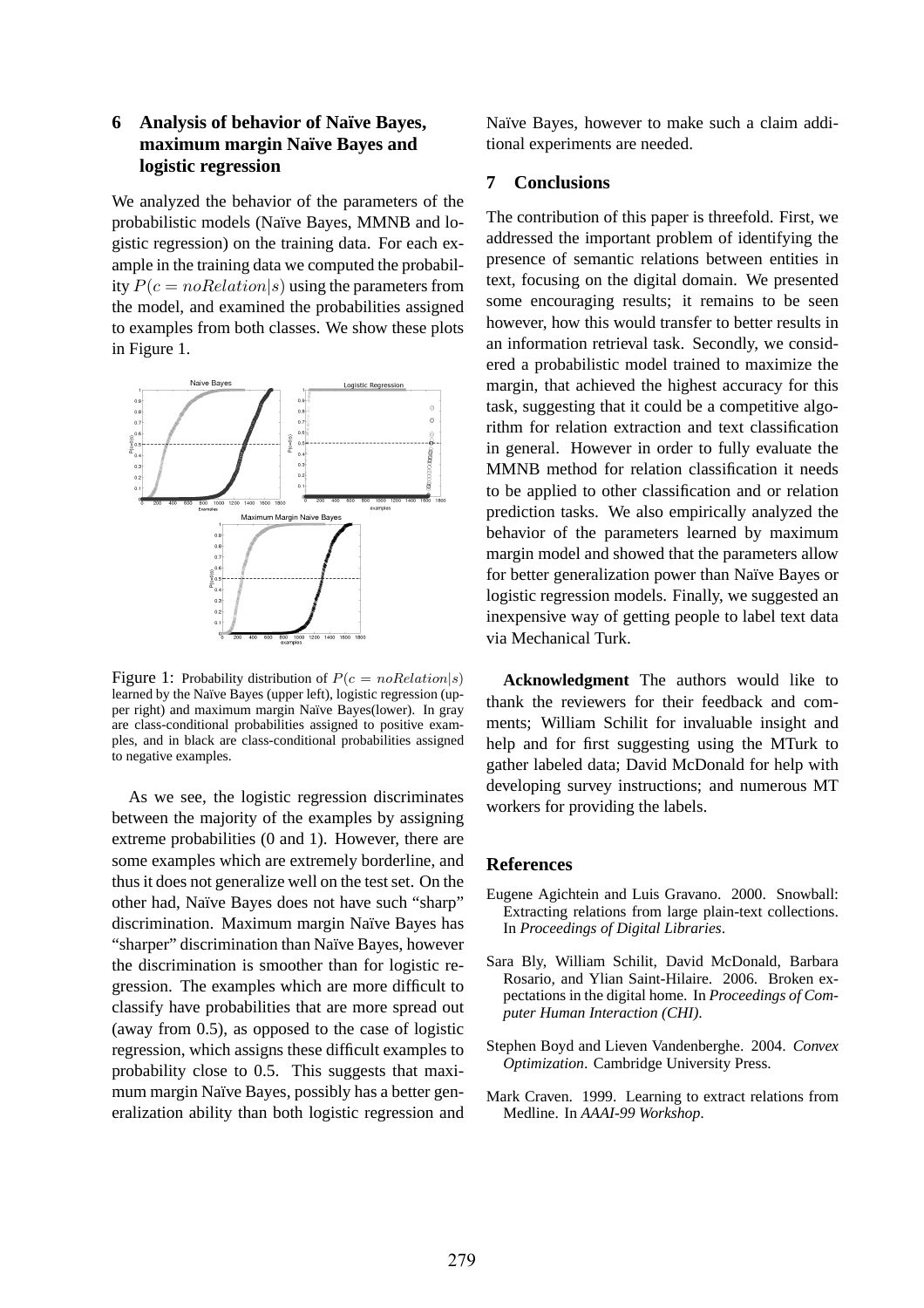## 6 Analysis of behavior of Naïve Bayes, maximum margin Naïve Bayes and logistic regression

We analyzed the behavior of the parameters of the probabilistic models (Naïve Bayes, MMNB and logistic regression) on the training data. For each example in the training data we computed the probability $P(c = noRelation|s)$ using the parameters from the model, and examined the probabilities assigned to examples from both classes. We show these plots in Figure 1.

Figure 1: Probability distribution of $P(c = noRelation|s)$ learned by the Naïve Bayes (upper left), logistic regression (upper right) and maximum margin Naïve Bayes(lower). In gray are class-conditional probabilities assigned to positive examples, and in black are class-conditional probabilities assigned to negative examples.

As we see, the logistic regression discriminates between the majority of the examples by assigning extreme probabilities (0 and 1). However, there are some examples which are extremely borderline, and thus it does not generalize well on the test set. On the other had, Naïve Bayes does not have such "sharp" discrimination. Maximum margin Naïve Bayes has "sharper" discrimination than Naïve Bayes, however the discrimination is smoother than for logistic regression. The examples which are more difficult to classify have probabilities that are more spread out (away from 0.5), as opposed to the case of logistic regression, which assigns these difficult examples to probability close to 0.5. This suggests that maximum margin Naïve Bayes, possibly has a better generalization ability than both logistic regression and Naïve Bayes, however to make such a claim additional experiments are needed.

## 7 Conclusions

The contribution of this paper is threefold. First, we addressed the important problem of identifying the presence of semantic relations between entities in text, focusing on the digital domain. We presented some encouraging results; it remains to be seen however, how this would transfer to better results in an information retrieval task. Secondly, we considered a probabilistic model trained to maximize the margin, that achieved the highest accuracy for this task, suggesting that it could be a competitive algorithm for relation extraction and text classification in general. However in order to fully evaluate the MMNB method for relation classification it needs to be applied to other classification and or relation prediction tasks. We also empirically analyzed the behavior of the parameters learned by maximum margin model and showed that the parameters allow for better generalization power than Naïve Bayes or logistic regression models. Finally, we suggested an inexpensive way of getting people to label text data via Mechanical Turk.

**Acknowledgment** The authors would like to thank the reviewers for their feedback and comments; William Schilit for invaluable insight and help and for first suggesting using the MTurk to gather labeled data; David McDonald for help with developing survey instructions; and numerous MT workers for providing the labels.

## References

Eugene Agichtein and Luis Gravano. 2000. Snowball: Extracting relations from large plain-text collections. In *Proceedings of Digital Libraries*.

Sara Bly, William Schilit, David McDonald, Barbara Rosario, and Ylian Saint-Hilaire. 2006. Broken expectations in the digital home. In *Proceedings of Computer Human Interaction (CHI)*.

Stephen Boyd and Lieven Vandenberghe. 2004. *Convex Optimization*. Cambridge University Press.

Mark Craven. 1999. Learning to extract relations from Medline. In *AAAI-99 Workshop*.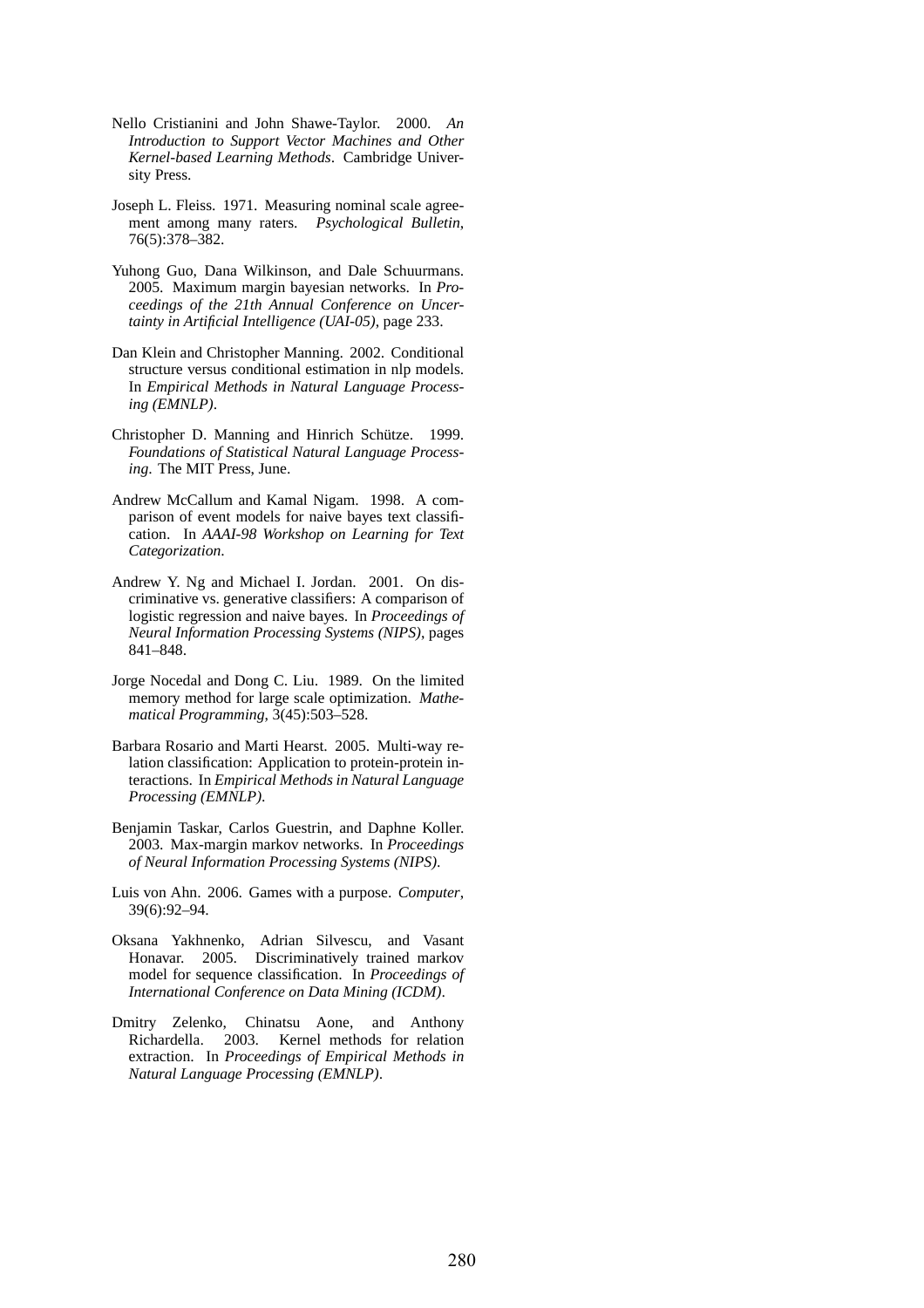Nello Cristianini and John Shawe-Taylor. 2000. *An Introduction to Support Vector Machines and Other Kernel-based Learning Methods*. Cambridge University Press.

Joseph L. Fleiss. 1971. Measuring nominal scale agreement among many raters. *Psychological Bulletin*, 76(5):378–382.

Yuhong Guo, Dana Wilkinson, and Dale Schuurmans. 2005. Maximum margin bayesian networks. In *Proceedings of the 21th Annual Conference on Uncertainty in Artificial Intelligence (UAI-05)*, page 233.

Dan Klein and Christopher Manning. 2002. Conditional structure versus conditional estimation in nlp models. In *Empirical Methods in Natural Language Processing (EMNLP)*.

Christopher D. Manning and Hinrich Schütze. 1999. *Foundations of Statistical Natural Language Processing*. The MIT Press, June.

Andrew McCallum and Kamal Nigam. 1998. A comparison of event models for naive bayes text classification. In *AAAI-98 Workshop on Learning for Text Categorization*.

Andrew Y. Ng and Michael I. Jordan. 2001. On discriminative vs. generative classifiers: A comparison of logistic regression and naive bayes. In *Proceedings of Neural Information Processing Systems (NIPS)*, pages 841–848.

Jorge Nocedal and Dong C. Liu. 1989. On the limited memory method for large scale optimization. *Mathematical Programming*, 3(45):503–528.

Barbara Rosario and Marti Hearst. 2005. Multi-way relation classification: Application to protein-protein interactions. In *Empirical Methods in Natural Language Processing (EMNLP)*.

Benjamin Taskar, Carlos Guestrin, and Daphne Koller. 2003. Max-margin markov networks. In *Proceedings of Neural Information Processing Systems (NIPS)*.

Luis von Ahn. 2006. Games with a purpose. *Computer*, 39(6):92–94.

Oksana Yakhnenko, Adrian Silvescu, and Vasant Honavar. 2005. Discriminatively trained markov model for sequence classification. In *Proceedings of International Conference on Data Mining (ICDM)*.

Dmitry Zelenko, Chinatsu Aone, and Anthony Richardella. 2003. Kernel methods for relation extraction. In *Proceedings of Empirical Methods in Natural Language Processing (EMNLP)*.